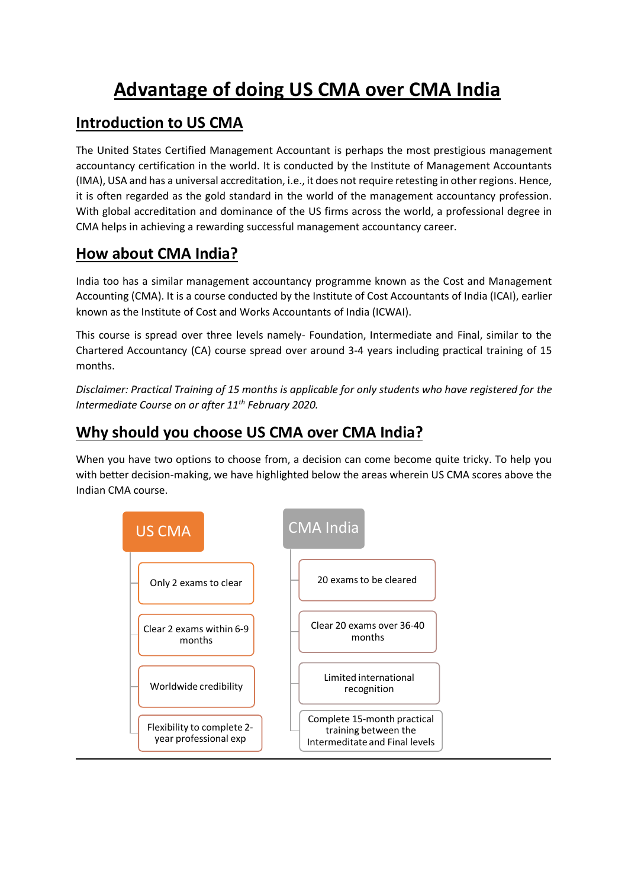# Advantage of doing US CMA over CMA India

## Introduction to US CMA

The United States Certified Management Accountant is perhaps the most prestigious management accountancy certification in the world. It is conducted by the Institute of Management Accountants (IMA), USA and has a universal accreditation, i.e., it does not require retesting in other regions. Hence, it is often regarded as the gold standard in the world of the management accountancy profession. With global accreditation and dominance of the US firms across the world, a professional degree in CMA helps in achieving a rewarding successful management accountancy career.

## How about CMA India?

India too has a similar management accountancy programme known as the Cost and Management Accounting (CMA). It is a course conducted by the Institute of Cost Accountants of India (ICAI), earlier known as the Institute of Cost and Works Accountants of India (ICWAI).

This course is spread over three levels namely- Foundation, Intermediate and Final, similar to the Chartered Accountancy (CA) course spread over around 3-4 years including practical training of 15 months.

*Disclaimer: Practical Training of 15 months is applicable for only students who have registered for the Intermediate Course on or after 11th February 2020.*

## Why should you choose US CMA over CMA India?

When you have two options to choose from, a decision can come become quite tricky. To help you with better decision-making, we have highlighted below the areas wherein US CMA scores above the Indian CMA course.

| US CMA | CMA India |
|---|---|
| Only 2 exams to clear | 20 exams to be cleared |
| Clear 2 exams within 6-9 months | Clear 20 exams over 36-40 months |
| Worldwide credibility | Limited international recognition |
| Flexibility to complete 2-year professional exp | Complete 15-month practical training between the Intermediate and Final levels |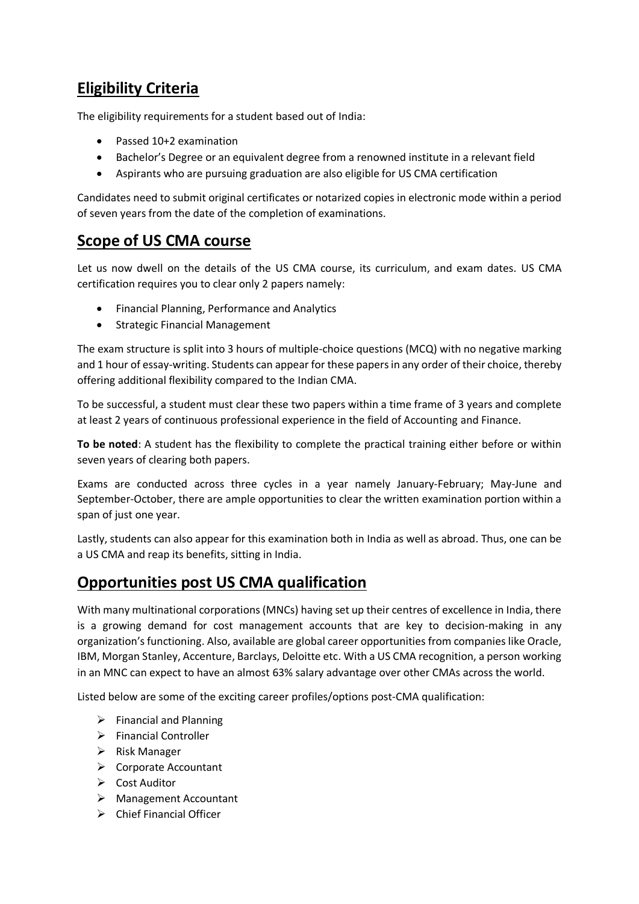## Eligibility Criteria

The eligibility requirements for a student based out of India:

- Passed 10+2 examination
- Bachelor's Degree or an equivalent degree from a renowned institute in a relevant field
- Aspirants who are pursuing graduation are also eligible for US CMA certification

Candidates need to submit original certificates or notarized copies in electronic mode within a period of seven years from the date of the completion of examinations.

## Scope of US CMA course

Let us now dwell on the details of the US CMA course, its curriculum, and exam dates. US CMA certification requires you to clear only 2 papers namely:

- Financial Planning, Performance and Analytics
- Strategic Financial Management

The exam structure is split into 3 hours of multiple-choice questions (MCQ) with no negative marking and 1 hour of essay-writing. Students can appear for these papers in any order of their choice, thereby offering additional flexibility compared to the Indian CMA.

To be successful, a student must clear these two papers within a time frame of 3 years and complete at least 2 years of continuous professional experience in the field of Accounting and Finance.

**To be noted**: A student has the flexibility to complete the practical training either before or within seven years of clearing both papers.

Exams are conducted across three cycles in a year namely January-February; May-June and September-October, there are ample opportunities to clear the written examination portion within a span of just one year.

Lastly, students can also appear for this examination both in India as well as abroad. Thus, one can be a US CMA and reap its benefits, sitting in India.

## Opportunities post US CMA qualification

With many multinational corporations (MNCs) having set up their centres of excellence in India, there is a growing demand for cost management accounts that are key to decision-making in any organization's functioning. Also, available are global career opportunities from companies like Oracle, IBM, Morgan Stanley, Accenture, Barclays, Deloitte etc. With a US CMA recognition, a person working in an MNC can expect to have an almost 63% salary advantage over other CMAs across the world.

Listed below are some of the exciting career profiles/options post-CMA qualification:

- Financial and Planning
- Financial Controller
- Risk Manager
- Corporate Accountant
- Cost Auditor
- Management Accountant
- Chief Financial Officer